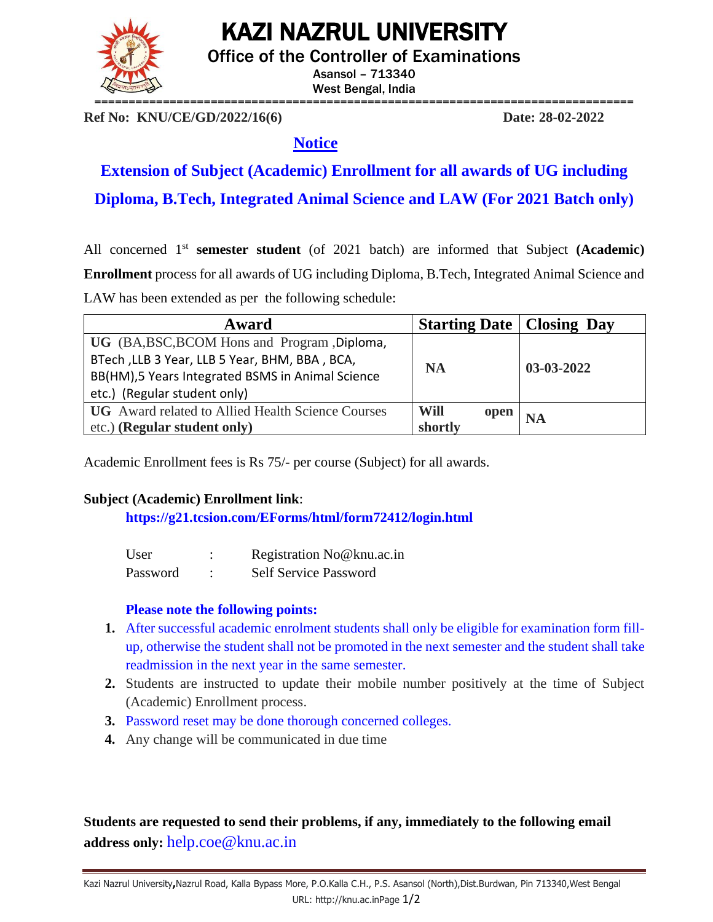# KAZI NAZRUL UNIVERSITY

## Office of the Controller of Examinations

Asansol – 713340
West Bengal, India

**Ref No: KNU/CE/GD/2022/16(6)** **Date: 28-02-2022**

## Notice

### Extension of Subject (Academic) Enrollment for all awards of UG including Diploma, B.Tech, Integrated Animal Science and LAW (For 2021 Batch only)

All concerned 1st **semester student** (of 2021 batch) are informed that Subject **(Academic) Enrollment** process for all awards of UG including Diploma, B.Tech, Integrated Animal Science and LAW has been extended as per the following schedule:

| Award | Starting Date | Closing Day |
|---|---|---|
| **UG** (BA,BSC,BCOM Hons and Program ,Diploma, BTech ,LLB 3 Year, LLB 5 Year, BHM, BBA , BCA, BB(HM),5 Years Integrated BSMS in Animal Science etc.) (Regular student only) | NA | 03-03-2022 |
| **UG** Award related to Allied Health Science Courses etc.) **(Regular student only)** | **Will open shortly** | NA |

Academic Enrollment fees is Rs 75/- per course (Subject) for all awards.

**Subject (Academic) Enrollment link**:

**https://g21.tcsion.com/EForms/html/form72412/login.html**

User : Registration No@knu.ac.in
Password : Self Service Password

**Please note the following points:**

1. After successful academic enrolment students shall only be eligible for examination form fill-up, otherwise the student shall not be promoted in the next semester and the student shall take readmission in the next year in the same semester.
2. Students are instructed to update their mobile number positively at the time of Subject (Academic) Enrollment process.
3. Password reset may be done thorough concerned colleges.
4. Any change will be communicated in due time

**Students are requested to send their problems, if any, immediately to the following email address only:** help.coe@knu.ac.in

Kazi Nazrul University,Nazrul Road, Kalla Bypass More, P.O.Kalla C.H., P.S. Asansol (North),Dist.Burdwan, Pin 713340,West Bengal
URL: http://knu.ac.in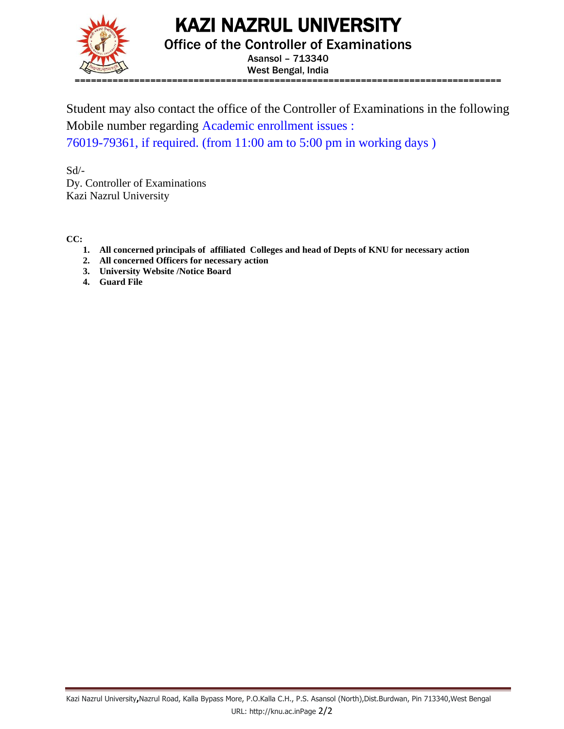# KAZI NAZRUL UNIVERSITY

## Office of the Controller of Examinations

Asansol – 713340
West Bengal, India

Student may also contact the office of the Controller of Examinations in the following Mobile number regarding Academic enrollment issues : 76019-79361, if required. (from 11:00 am to 5:00 pm in working days )

Sd/-
Dy. Controller of Examinations
Kazi Nazrul University

**CC:**

1. **All concerned principals of affiliated Colleges and head of Depts of KNU for necessary action**
2. **All concerned Officers for necessary action**
3. **University Website /Notice Board**
4. **Guard File**

Kazi Nazrul University, Nazrul Road, Kalla Bypass More, P.O.Kalla C.H., P.S. Asansol (North), Dist.Burdwan, Pin 713340, West Bengal
URL: http://knu.ac.in